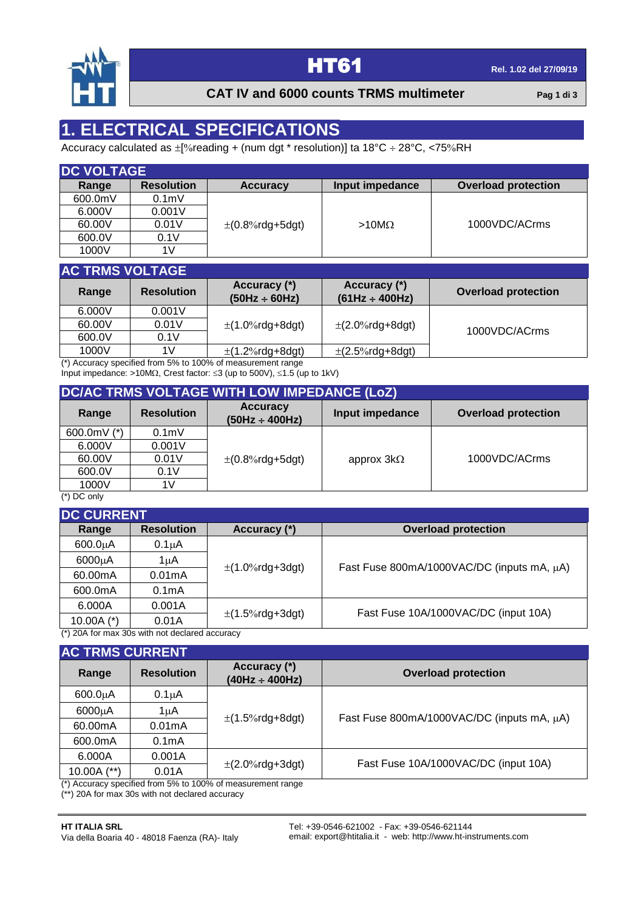# HT61

Rel. 1.02 del 27/09/19

**CAT IV and 6000 counts TRMS multimeter**

## 1. ELECTRICAL SPECIFICATIONS

Accuracy calculated as ±[%reading + (num dgt * resolution)] ta 18°C ÷ 28°C, <75%RH

### DC VOLTAGE

| Range | Resolution | Accuracy | Input impedance | Overload protection |
|---|---|---|---|---|
| 600.0mV | 0.1mV | ±(0.8%rdg+5dgt) | >10MΩ | 1000VDC/ACrms |
| 6.000V | 0.001V | | | |
| 60.00V | 0.01V | | | |
| 600.0V | 0.1V | | | |
| 1000V | 1V | | | |

### AC TRMS VOLTAGE

| Range | Resolution | Accuracy (*) (50Hz ÷ 60Hz) | Accuracy (*) (61Hz ÷ 400Hz) | Overload protection |
|---|---|---|---|---|
| 6.000V | 0.001V | ±(1.0%rdg+8dgt) | ±(2.0%rdg+8dgt) | 1000VDC/ACrms |
| 60.00V | 0.01V | | | |
| 600.0V | 0.1V | | | |
| 1000V | 1V | ±(1.2%rdg+8dgt) | ±(2.5%rdg+8dgt) | |

(*) Accuracy specified from 5% to 100% of measurement range
Input impedance: >10MΩ, Crest factor: ≤3 (up to 500V), ≤1.5 (up to 1kV)

### DC/AC TRMS VOLTAGE WITH LOW IMPEDANCE (LoZ)

| Range | Resolution | Accuracy (50Hz ÷ 400Hz) | Input impedance | Overload protection |
|---|---|---|---|---|
| 600.0mV (*) | 0.1mV | ±(0.8%rdg+5dgt) | approx 3kΩ | 1000VDC/ACrms |
| 6.000V | 0.001V | | | |
| 60.00V | 0.01V | | | |
| 600.0V | 0.1V | | | |
| 1000V | 1V | | | |

(*) DC only

### DC CURRENT

| Range | Resolution | Accuracy (*) | Overload protection |
|---|---|---|---|
| 600.0μA | 0.1μA | ±(1.0%rdg+3dgt) | Fast Fuse 800mA/1000VAC/DC (inputs mA, μA) |
| 6000μA | 1μA | | |
| 60.00mA | 0.01mA | | |
| 600.0mA | 0.1mA | | |
| 6.000A | 0.001A | ±(1.5%rdg+3dgt) | Fast Fuse 10A/1000VAC/DC (input 10A) |
| 10.00A (*) | 0.01A | | |

(*) 20A for max 30s with not declared accuracy

### AC TRMS CURRENT

| Range | Resolution | Accuracy (*) (40Hz ÷ 400Hz) | Overload protection |
|---|---|---|---|
| 600.0μA | 0.1μA | ±(1.5%rdg+8dgt) | Fast Fuse 800mA/1000VAC/DC (inputs mA, μA) |
| 6000μA | 1μA | | |
| 60.00mA | 0.01mA | | |
| 600.0mA | 0.1mA | | |
| 6.000A | 0.001A | ±(2.0%rdg+3dgt) | Fast Fuse 10A/1000VAC/DC (input 10A) |
| 10.00A (**) | 0.01A | | |

(*) Accuracy specified from 5% to 100% of measurement range
(**) 20A for max 30s with not declared accuracy

**HT ITALIA SRL**
Via della Boaria 40 - 48018 Faenza (RA)- Italy

Tel: +39-0546-621002 - Fax: +39-0546-621144
email: export@htitalia.it - web: http://www.ht-instruments.com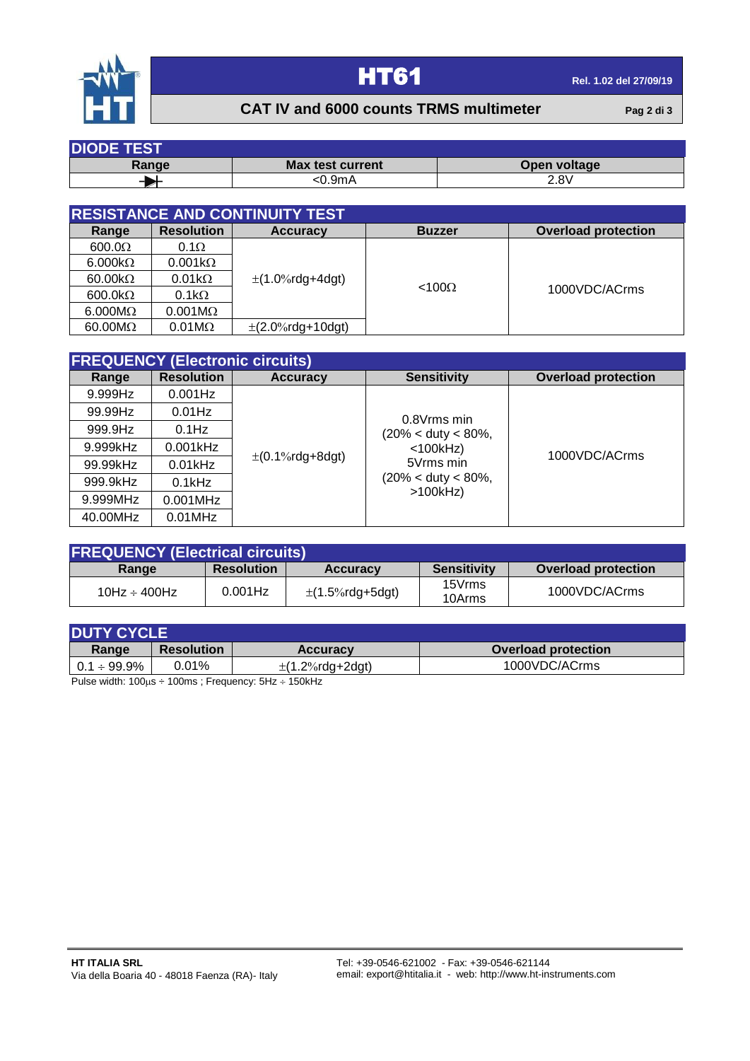## DIODE TEST

| Range | Max test current | Open voltage |
|---|---|---|
| ⊣▶⊢ | <0.9mA | 2.8V |

## RESISTANCE AND CONTINUITY TEST

| Range | Resolution | Accuracy | Buzzer | Overload protection |
|---|---|---|---|---|
| 600.0Ω | 0.1Ω | ±(1.0%rdg+4dgt) | <100Ω | 1000VDC/ACrms |
| 6.000kΩ | 0.001kΩ | | | |
| 60.00kΩ | 0.01kΩ | | | |
| 600.0kΩ | 0.1kΩ | | | |
| 6.000MΩ | 0.001MΩ | | | |
| 60.00MΩ | 0.01MΩ | ±(2.0%rdg+10dgt) | | |

## FREQUENCY (Electronic circuits)

| Range | Resolution | Accuracy | Sensitivity | Overload protection |
|---|---|---|---|---|
| 9.999Hz | 0.001Hz | ±(0.1%rdg+8dgt) | 0.8Vrms min (20% < duty < 80%, <100kHz) 5Vrms min (20% < duty < 80%, >100kHz) | 1000VDC/ACrms |
| 99.99Hz | 0.01Hz | | | |
| 999.9Hz | 0.1Hz | | | |
| 9.999kHz | 0.001kHz | | | |
| 99.99kHz | 0.01kHz | | | |
| 999.9kHz | 0.1kHz | | | |
| 9.999MHz | 0.001MHz | | | |
| 40.00MHz | 0.01MHz | | | |

## FREQUENCY (Electrical circuits)

| Range | Resolution | Accuracy | Sensitivity | Overload protection |
|---|---|---|---|---|
| 10Hz ÷ 400Hz | 0.001Hz | ±(1.5%rdg+5dgt) | 15Vrms 10Arms | 1000VDC/ACrms |

## DUTY CYCLE

| Range | Resolution | Accuracy | Overload protection |
|---|---|---|---|
| 0.1 ÷ 99.9% | 0.01% | ±(1.2%rdg+2dgt) | 1000VDC/ACrms |

Pulse width: 100μs ÷ 100ms ; Frequency: 5Hz ÷ 150kHz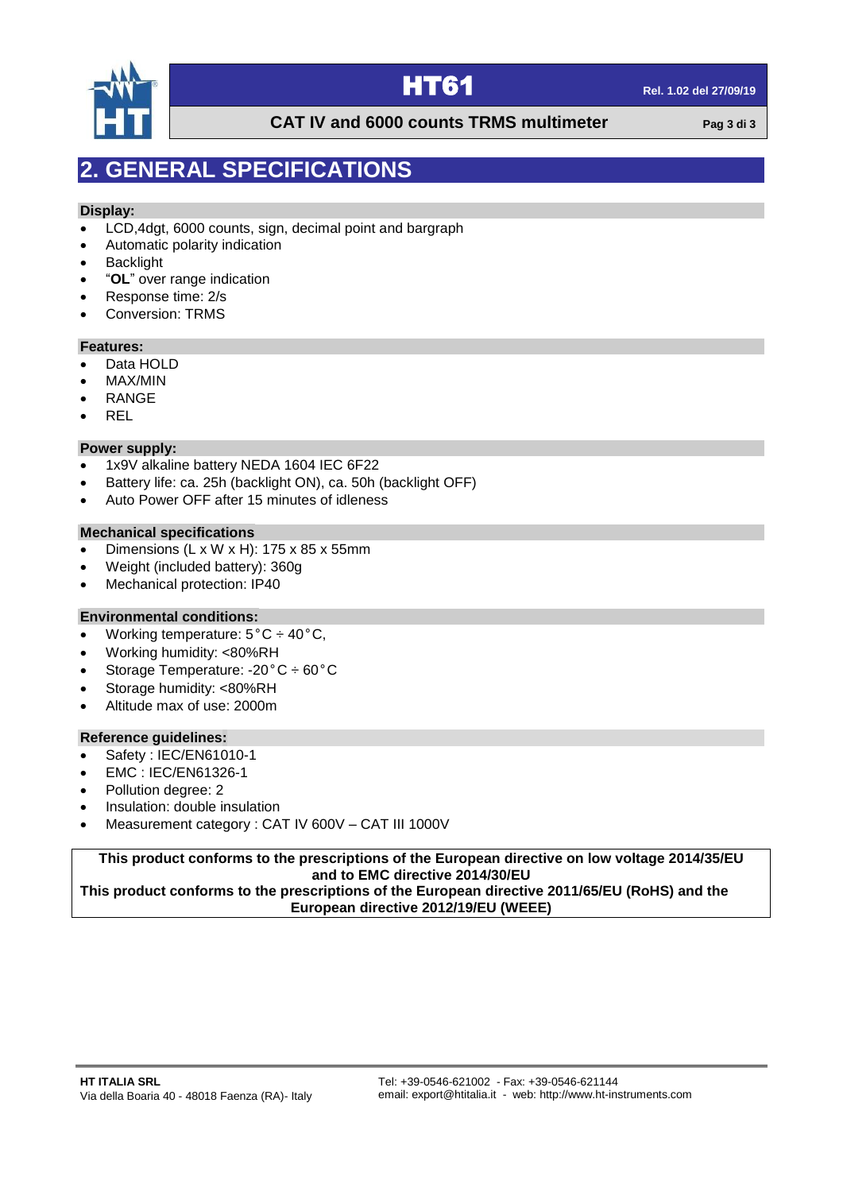## 2. GENERAL SPECIFICATIONS

**Display:**

- LCD,4dgt, 6000 counts, sign, decimal point and bargraph
- Automatic polarity indication
- Backlight
- "**OL**" over range indication
- Response time: 2/s
- Conversion: TRMS

**Features:**

- Data HOLD
- MAX/MIN
- RANGE
- REL

**Power supply:**

- 1x9V alkaline battery NEDA 1604 IEC 6F22
- Battery life: ca. 25h (backlight ON), ca. 50h (backlight OFF)
- Auto Power OFF after 15 minutes of idleness

**Mechanical specifications**

- Dimensions (L x W x H): 175 x 85 x 55mm
- Weight (included battery): 360g
- Mechanical protection: IP40

**Environmental conditions:**

- Working temperature: 5°C ÷ 40°C,
- Working humidity: <80%RH
- Storage Temperature: -20°C ÷ 60°C
- Storage humidity: <80%RH
- Altitude max of use: 2000m

**Reference guidelines:**

- Safety : IEC/EN61010-1
- EMC : IEC/EN61326-1
- Pollution degree: 2
- Insulation: double insulation
- Measurement category : CAT IV 600V – CAT III 1000V

**This product conforms to the prescriptions of the European directive on low voltage 2014/35/EU and to EMC directive 2014/30/EU**
**This product conforms to the prescriptions of the European directive 2011/65/EU (RoHS) and the European directive 2012/19/EU (WEEE)**